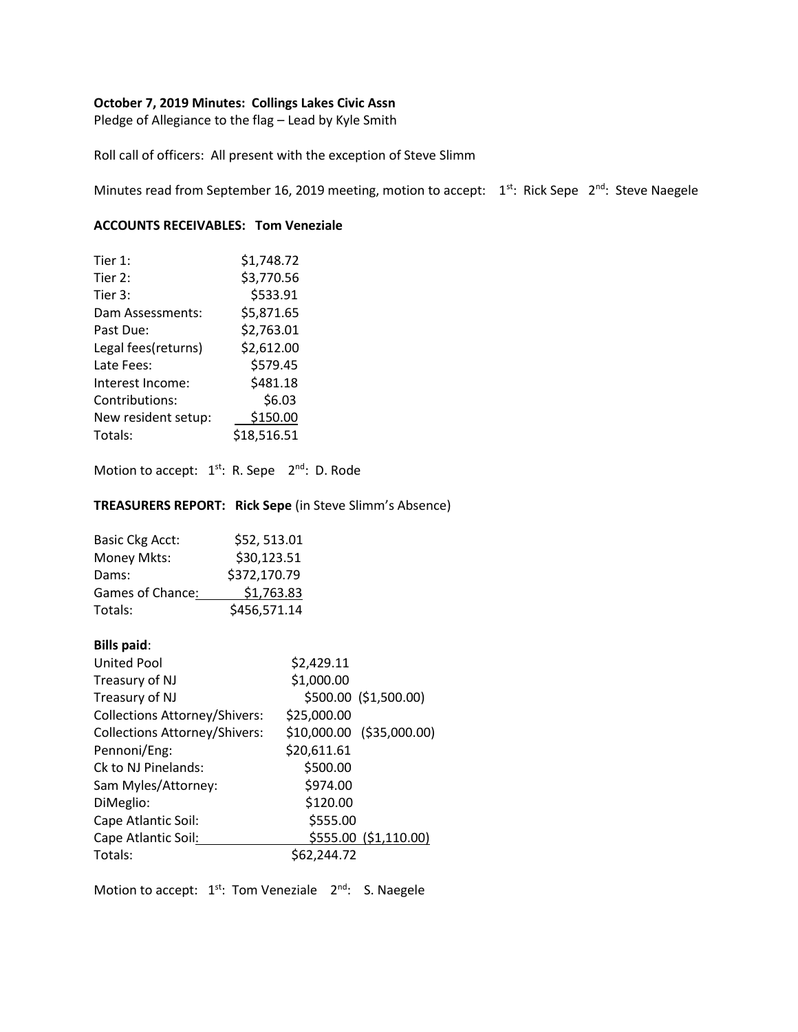**October 7, 2019 Minutes: Collings Lakes Civic Assn**

Pledge of Allegiance to the flag – Lead by Kyle Smith

Roll call of officers: All present with the exception of Steve Slimm

Minutes read from September 16, 2019 meeting, motion to accept: 1st: Rick Sepe 2nd: Steve Naegele

**ACCOUNTS RECEIVABLES: Tom Veneziale**

| | |
|---|---|
| Tier 1: | $1,748.72 |
| Tier 2: | $3,770.56 |
| Tier 3: | $533.91 |
| Dam Assessments: | $5,871.65 |
| Past Due: | $2,763.01 |
| Legal fees(returns) | $2,612.00 |
| Late Fees: | $579.45 |
| Interest Income: | $481.18 |
| Contributions: | $6.03 |
| New resident setup: | $150.00 |
| Totals: | $18,516.51 |

Motion to accept: 1st: R. Sepe 2nd: D. Rode

**TREASURERS REPORT: Rick Sepe** (in Steve Slimm's Absence)

| | |
|---|---|
| Basic Ckg Acct: | $52, 513.01 |
| Money Mkts: | $30,123.51 |
| Dams: | $372,170.79 |
| Games of Chance: | $1,763.83 |
| Totals: | $456,571.14 |

**Bills paid**:

| | | |
|---|---|---|
| United Pool | $2,429.11 | |
| Treasury of NJ | $1,000.00 | |
| Treasury of NJ | $500.00 | ($1,500.00) |
| Collections Attorney/Shivers: | $25,000.00 | |
| Collections Attorney/Shivers: | $10,000.00 | ($35,000.00) |
| Pennoni/Eng: | $20,611.61 | |
| Ck to NJ Pinelands: | $500.00 | |
| Sam Myles/Attorney: | $974.00 | |
| DiMeglio: | $120.00 | |
| Cape Atlantic Soil: | $555.00 | |
| Cape Atlantic Soil: | $555.00 | ($1,110.00) |
| Totals: | $62,244.72 | |

Motion to accept: 1st: Tom Veneziale 2nd: S. Naegele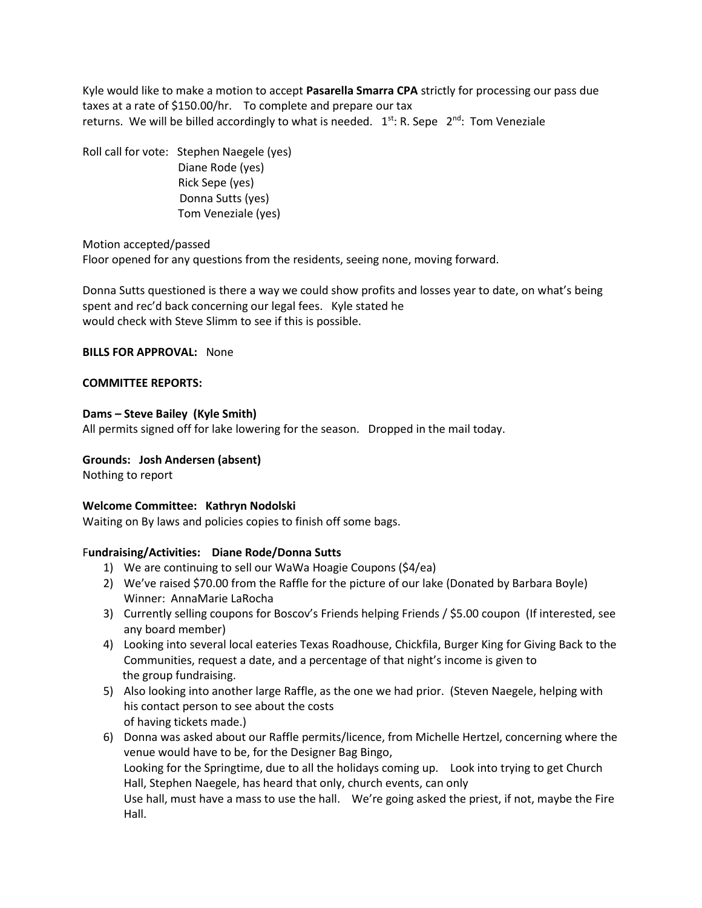Kyle would like to make a motion to accept **Pasarella Smarra CPA** strictly for processing our pass due taxes at a rate of $150.00/hr. To complete and prepare our tax returns. We will be billed accordingly to what is needed. 1st: R. Sepe 2nd: Tom Veneziale

Roll call for vote: Stephen Naegele (yes)
Diane Rode (yes)
Rick Sepe (yes)
Donna Sutts (yes)
Tom Veneziale (yes)

Motion accepted/passed
Floor opened for any questions from the residents, seeing none, moving forward.

Donna Sutts questioned is there a way we could show profits and losses year to date, on what's being spent and rec'd back concerning our legal fees. Kyle stated he would check with Steve Slimm to see if this is possible.

**BILLS FOR APPROVAL:** None

**COMMITTEE REPORTS:**

**Dams – Steve Bailey (Kyle Smith)**
All permits signed off for lake lowering for the season. Dropped in the mail today.

**Grounds: Josh Andersen (absent)**
Nothing to report

**Welcome Committee: Kathryn Nodolski**
Waiting on By laws and policies copies to finish off some bags.

F**undraising/Activities: Diane Rode/Donna Sutts**

1) We are continuing to sell our WaWa Hoagie Coupons ($4/ea)
2) We've raised $70.00 from the Raffle for the picture of our lake (Donated by Barbara Boyle) Winner: AnnaMarie LaRocha
3) Currently selling coupons for Boscov's Friends helping Friends / $5.00 coupon (If interested, see any board member)
4) Looking into several local eateries Texas Roadhouse, Chickfila, Burger King for Giving Back to the Communities, request a date, and a percentage of that night's income is given to the group fundraising.
5) Also looking into another large Raffle, as the one we had prior. (Steven Naegele, helping with his contact person to see about the costs of having tickets made.)
6) Donna was asked about our Raffle permits/licence, from Michelle Hertzel, concerning where the venue would have to be, for the Designer Bag Bingo,
Looking for the Springtime, due to all the holidays coming up. Look into trying to get Church Hall, Stephen Naegele, has heard that only, church events, can only
Use hall, must have a mass to use the hall. We're going asked the priest, if not, maybe the Fire Hall.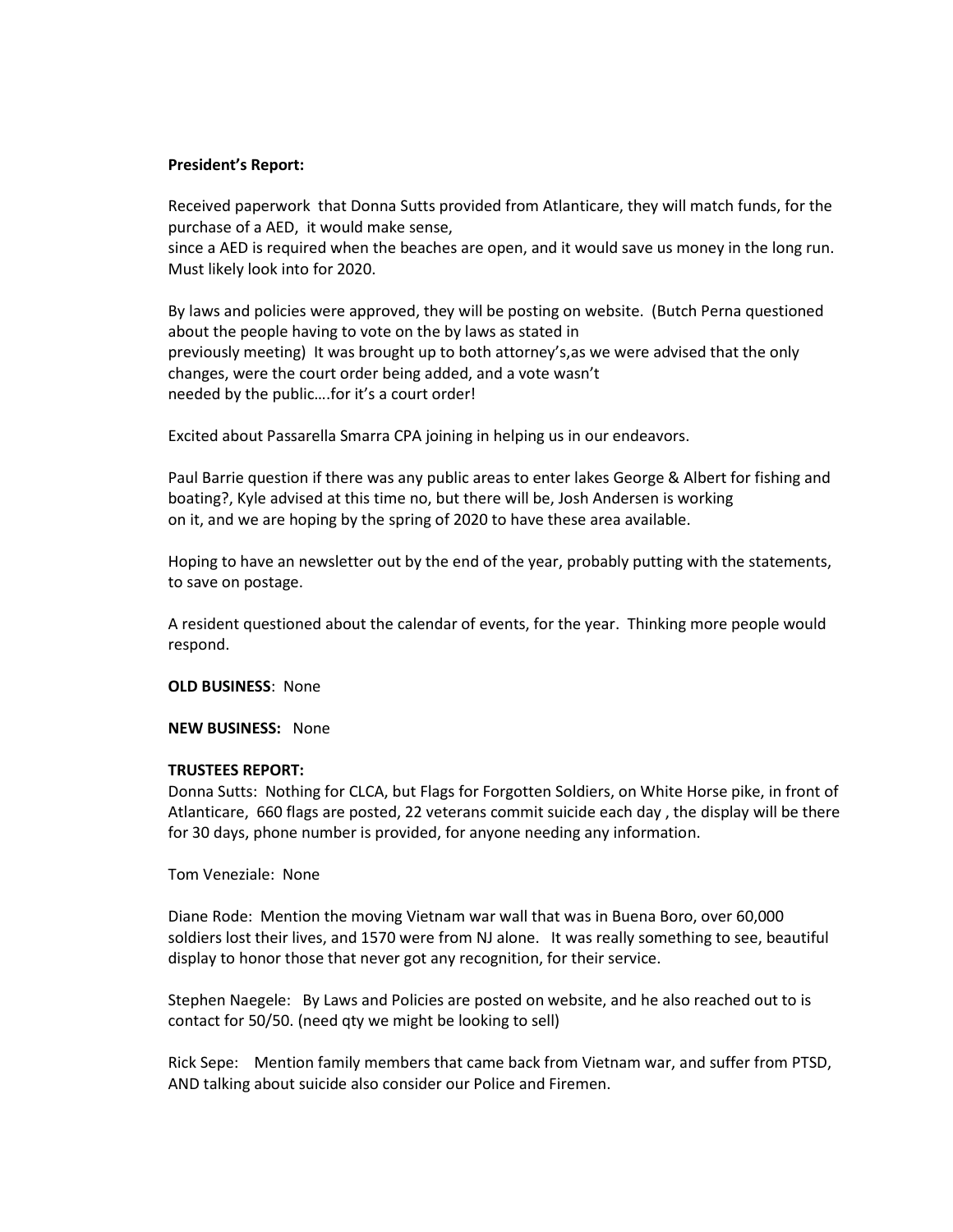**President's Report:**

Received paperwork that Donna Sutts provided from Atlanticare, they will match funds, for the purchase of a AED, it would make sense,
since a AED is required when the beaches are open, and it would save us money in the long run. Must likely look into for 2020.

By laws and policies were approved, they will be posting on website. (Butch Perna questioned about the people having to vote on the by laws as stated in
previously meeting) It was brought up to both attorney's,as we were advised that the only changes, were the court order being added, and a vote wasn't
needed by the public….for it's a court order!

Excited about Passarella Smarra CPA joining in helping us in our endeavors.

Paul Barrie question if there was any public areas to enter lakes George & Albert for fishing and boating?, Kyle advised at this time no, but there will be, Josh Andersen is working
on it, and we are hoping by the spring of 2020 to have these area available.

Hoping to have an newsletter out by the end of the year, probably putting with the statements, to save on postage.

A resident questioned about the calendar of events, for the year. Thinking more people would respond.

**OLD BUSINESS**: None

**NEW BUSINESS:** None

**TRUSTEES REPORT:**

Donna Sutts: Nothing for CLCA, but Flags for Forgotten Soldiers, on White Horse pike, in front of Atlanticare, 660 flags are posted, 22 veterans commit suicide each day , the display will be there for 30 days, phone number is provided, for anyone needing any information.

Tom Veneziale: None

Diane Rode: Mention the moving Vietnam war wall that was in Buena Boro, over 60,000 soldiers lost their lives, and 1570 were from NJ alone. It was really something to see, beautiful display to honor those that never got any recognition, for their service.

Stephen Naegele: By Laws and Policies are posted on website, and he also reached out to is contact for 50/50. (need qty we might be looking to sell)

Rick Sepe: Mention family members that came back from Vietnam war, and suffer from PTSD, AND talking about suicide also consider our Police and Firemen.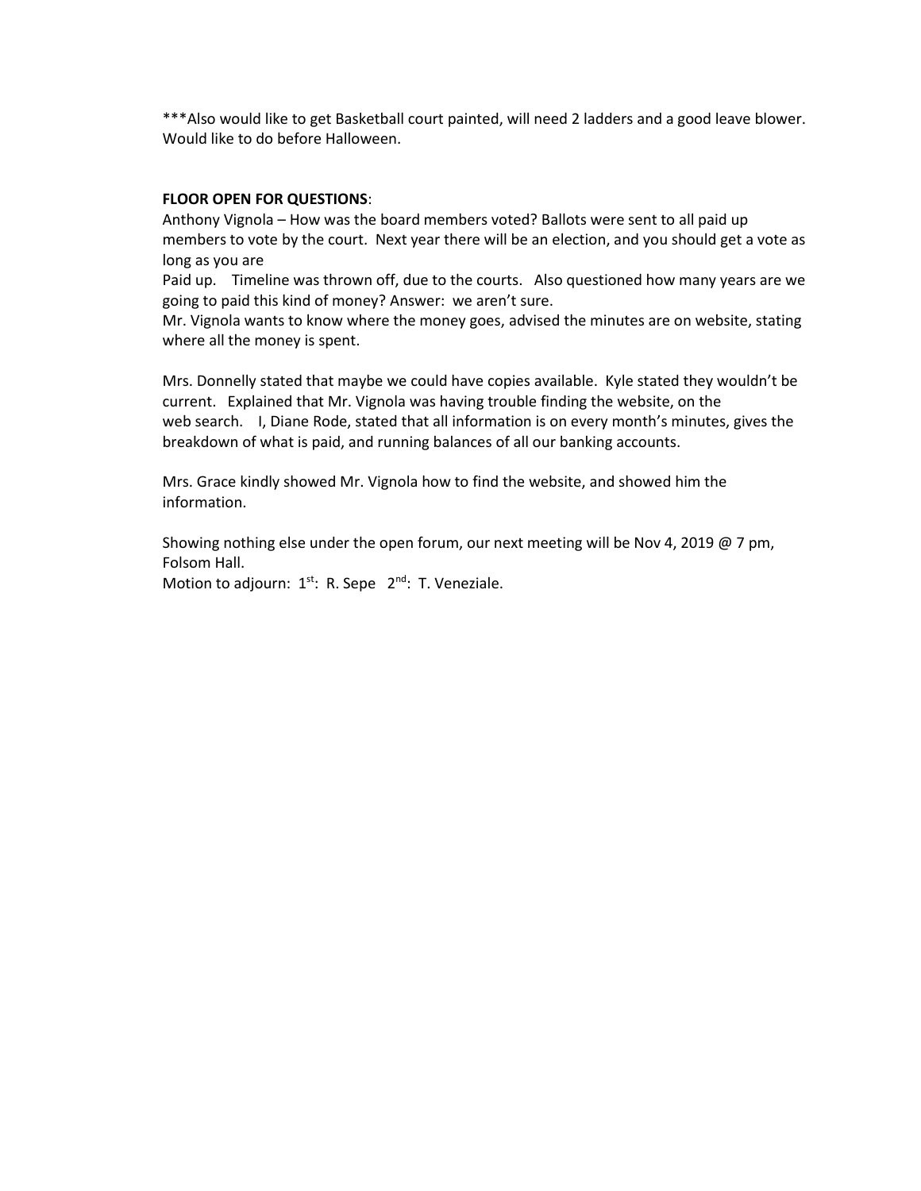***Also would like to get Basketball court painted, will need 2 ladders and a good leave blower. Would like to do before Halloween.

**FLOOR OPEN FOR QUESTIONS**:

Anthony Vignola – How was the board members voted? Ballots were sent to all paid up members to vote by the court. Next year there will be an election, and you should get a vote as long as you are

Paid up. Timeline was thrown off, due to the courts. Also questioned how many years are we going to paid this kind of money? Answer: we aren't sure.

Mr. Vignola wants to know where the money goes, advised the minutes are on website, stating where all the money is spent.

Mrs. Donnelly stated that maybe we could have copies available. Kyle stated they wouldn't be current. Explained that Mr. Vignola was having trouble finding the website, on the web search. I, Diane Rode, stated that all information is on every month's minutes, gives the breakdown of what is paid, and running balances of all our banking accounts.

Mrs. Grace kindly showed Mr. Vignola how to find the website, and showed him the information.

Showing nothing else under the open forum, our next meeting will be Nov 4, 2019 @ 7 pm, Folsom Hall.

Motion to adjourn: 1st: R. Sepe 2nd: T. Veneziale.